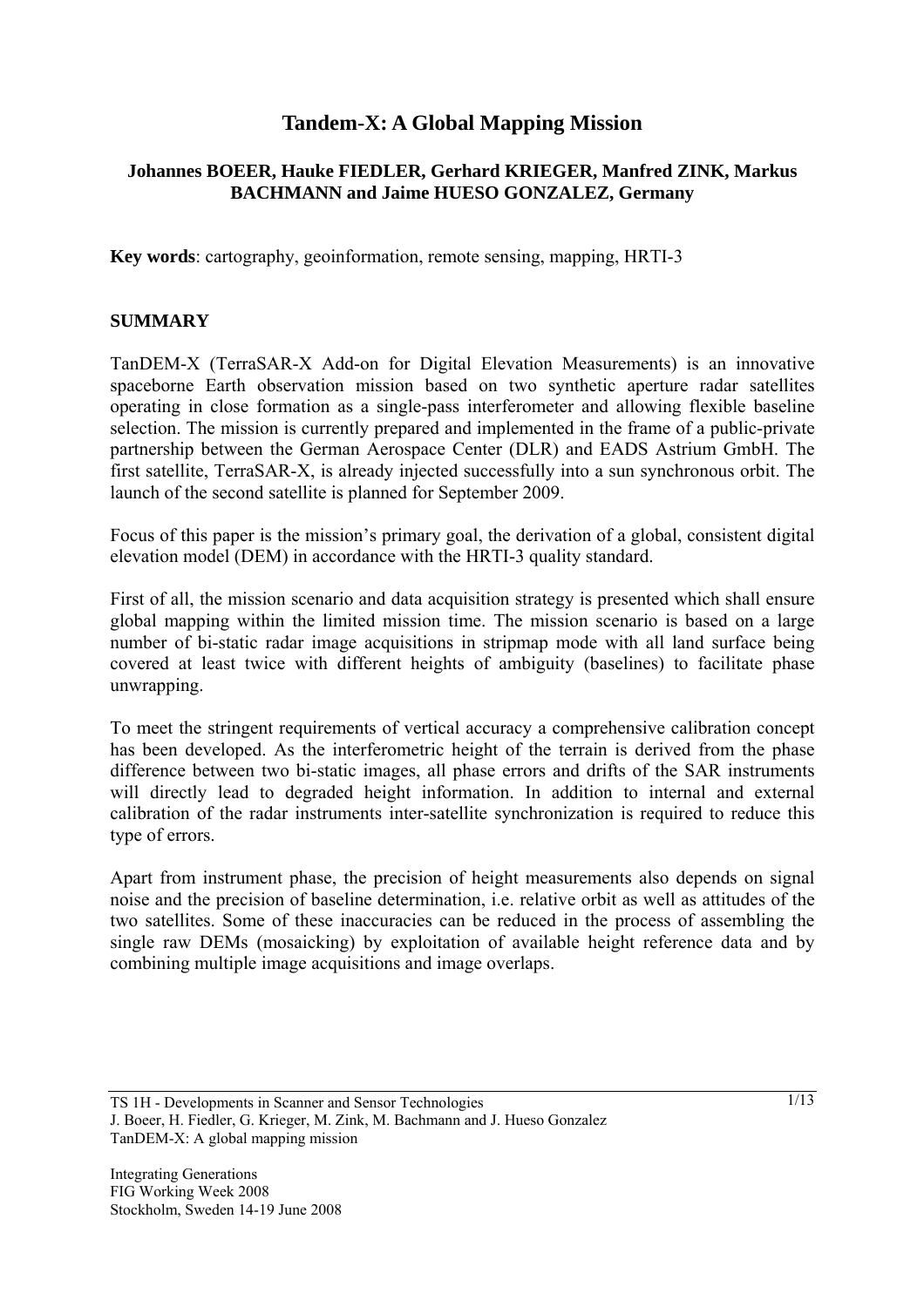# Tandem-X: A Global Mapping Mission

**Johannes BOEER, Hauke FIEDLER, Gerhard KRIEGER, Manfred ZINK, Markus BACHMANN and Jaime HUESO GONZALEZ, Germany**

**Key words**: cartography, geoinformation, remote sensing, mapping, HRTI-3

## SUMMARY

TanDEM-X (TerraSAR-X Add-on for Digital Elevation Measurements) is an innovative spaceborne Earth observation mission based on two synthetic aperture radar satellites operating in close formation as a single-pass interferometer and allowing flexible baseline selection. The mission is currently prepared and implemented in the frame of a public-private partnership between the German Aerospace Center (DLR) and EADS Astrium GmbH. The first satellite, TerraSAR-X, is already injected successfully into a sun synchronous orbit. The launch of the second satellite is planned for September 2009.

Focus of this paper is the mission's primary goal, the derivation of a global, consistent digital elevation model (DEM) in accordance with the HRTI-3 quality standard.

First of all, the mission scenario and data acquisition strategy is presented which shall ensure global mapping within the limited mission time. The mission scenario is based on a large number of bi-static radar image acquisitions in stripmap mode with all land surface being covered at least twice with different heights of ambiguity (baselines) to facilitate phase unwrapping.

To meet the stringent requirements of vertical accuracy a comprehensive calibration concept has been developed. As the interferometric height of the terrain is derived from the phase difference between two bi-static images, all phase errors and drifts of the SAR instruments will directly lead to degraded height information. In addition to internal and external calibration of the radar instruments inter-satellite synchronization is required to reduce this type of errors.

Apart from instrument phase, the precision of height measurements also depends on signal noise and the precision of baseline determination, i.e. relative orbit as well as attitudes of the two satellites. Some of these inaccuracies can be reduced in the process of assembling the single raw DEMs (mosaicking) by exploitation of available height reference data and by combining multiple image acquisitions and image overlaps.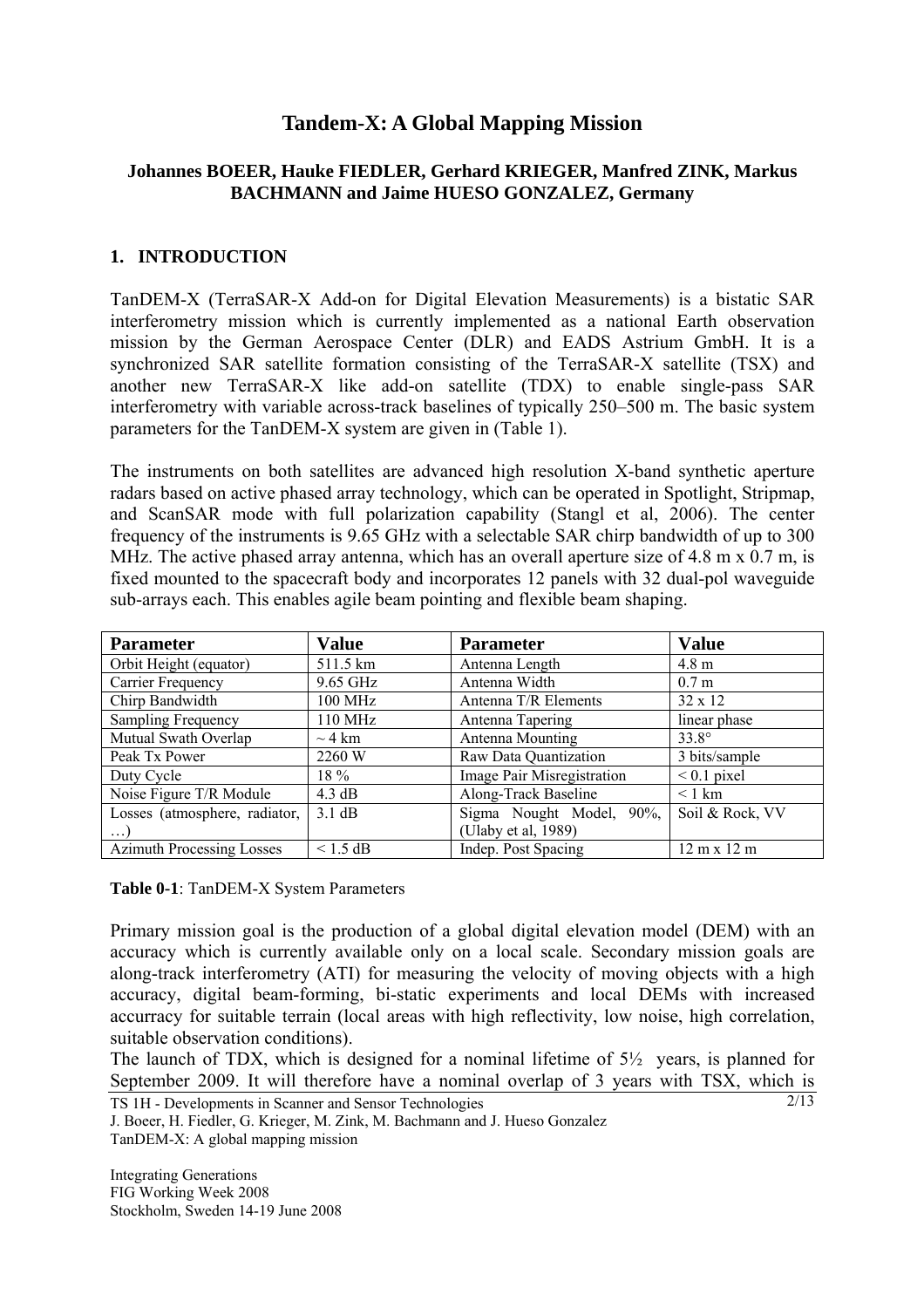# Tandem-X: A Global Mapping Mission

**Johannes BOEER, Hauke FIEDLER, Gerhard KRIEGER, Manfred ZINK, Markus BACHMANN and Jaime HUESO GONZALEZ, Germany**

## 1. INTRODUCTION

TanDEM-X (TerraSAR-X Add-on for Digital Elevation Measurements) is a bistatic SAR interferometry mission which is currently implemented as a national Earth observation mission by the German Aerospace Center (DLR) and EADS Astrium GmbH. It is a synchronized SAR satellite formation consisting of the TerraSAR-X satellite (TSX) and another new TerraSAR-X like add-on satellite (TDX) to enable single-pass SAR interferometry with variable across-track baselines of typically 250–500 m. The basic system parameters for the TanDEM-X system are given in (Table 1).

The instruments on both satellites are advanced high resolution X-band synthetic aperture radars based on active phased array technology, which can be operated in Spotlight, Stripmap, and ScanSAR mode with full polarization capability (Stangl et al, 2006). The center frequency of the instruments is 9.65 GHz with a selectable SAR chirp bandwidth of up to 300 MHz. The active phased array antenna, which has an overall aperture size of 4.8 m x 0.7 m, is fixed mounted to the spacecraft body and incorporates 12 panels with 32 dual-pol waveguide sub-arrays each. This enables agile beam pointing and flexible beam shaping.

| Parameter | Value | Parameter | Value |
|---|---|---|---|
| Orbit Height (equator) | 511.5 km | Antenna Length | 4.8 m |
| Carrier Frequency | 9.65 GHz | Antenna Width | 0.7 m |
| Chirp Bandwidth | 100 MHz | Antenna T/R Elements | 32 x 12 |
| Sampling Frequency | 110 MHz | Antenna Tapering | linear phase |
| Mutual Swath Overlap | ~ 4 km | Antenna Mounting | 33.8° |
| Peak Tx Power | 2260 W | Raw Data Quantization | 3 bits/sample |
| Duty Cycle | 18 % | Image Pair Misregistration | < 0.1 pixel |
| Noise Figure T/R Module | 4.3 dB | Along-Track Baseline | < 1 km |
| Losses (atmosphere, radiator, …) | 3.1 dB | Sigma Nought Model, 90%, (Ulaby et al, 1989) | Soil & Rock, VV |
| Azimuth Processing Losses | < 1.5 dB | Indep. Post Spacing | 12 m x 12 m |

**Table 0-1**: TanDEM-X System Parameters

Primary mission goal is the production of a global digital elevation model (DEM) with an accuracy which is currently available only on a local scale. Secondary mission goals are along-track interferometry (ATI) for measuring the velocity of moving objects with a high accuracy, digital beam-forming, bi-static experiments and local DEMs with increased accurracy for suitable terrain (local areas with high reflectivity, low noise, high correlation, suitable observation conditions).

The launch of TDX, which is designed for a nominal lifetime of 5½ years, is planned for September 2009. It will therefore have a nominal overlap of 3 years with TSX, which is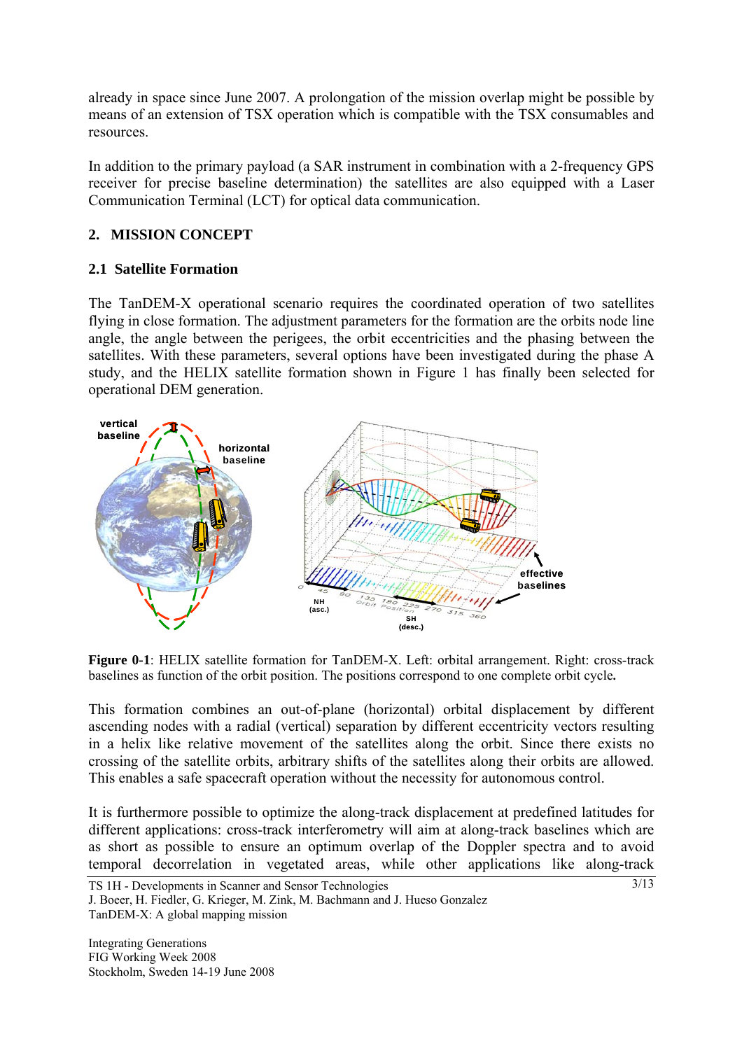already in space since June 2007. A prolongation of the mission overlap might be possible by means of an extension of TSX operation which is compatible with the TSX consumables and resources.

In addition to the primary payload (a SAR instrument in combination with a 2-frequency GPS receiver for precise baseline determination) the satellites are also equipped with a Laser Communication Terminal (LCT) for optical data communication.

## 2. MISSION CONCEPT

### 2.1 Satellite Formation

The TanDEM-X operational scenario requires the coordinated operation of two satellites flying in close formation. The adjustment parameters for the formation are the orbits node line angle, the angle between the perigees, the orbit eccentricities and the phasing between the satellites. With these parameters, several options have been investigated during the phase A study, and the HELIX satellite formation shown in Figure 1 has finally been selected for operational DEM generation.

**Figure 0-1**: HELIX satellite formation for TanDEM-X. Left: orbital arrangement. Right: cross-track baselines as function of the orbit position. The positions correspond to one complete orbit cycle**.**

This formation combines an out-of-plane (horizontal) orbital displacement by different ascending nodes with a radial (vertical) separation by different eccentricity vectors resulting in a helix like relative movement of the satellites along the orbit. Since there exists no crossing of the satellite orbits, arbitrary shifts of the satellites along their orbits are allowed. This enables a safe spacecraft operation without the necessity for autonomous control.

It is furthermore possible to optimize the along-track displacement at predefined latitudes for different applications: cross-track interferometry will aim at along-track baselines which are as short as possible to ensure an optimum overlap of the Doppler spectra and to avoid temporal decorrelation in vegetated areas, while other applications like along-track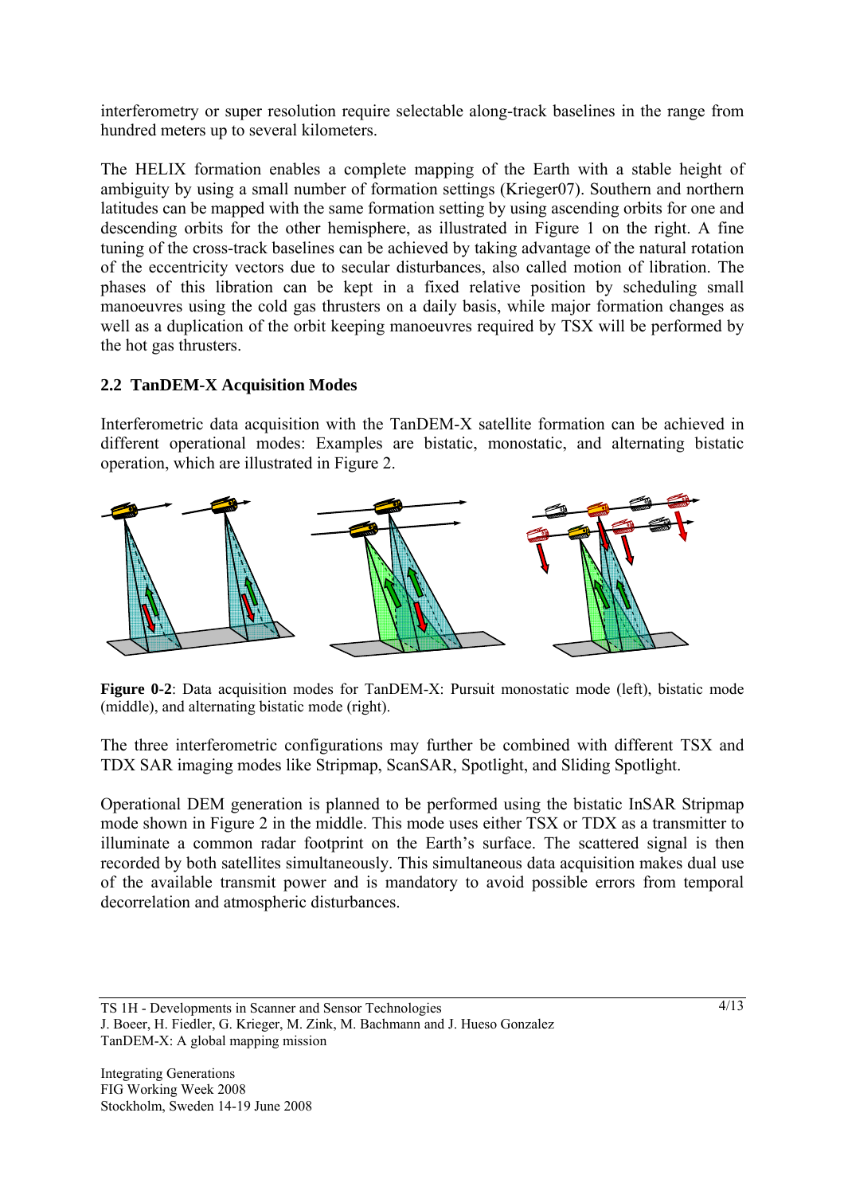interferometry or super resolution require selectable along-track baselines in the range from hundred meters up to several kilometers.

The HELIX formation enables a complete mapping of the Earth with a stable height of ambiguity by using a small number of formation settings (Krieger07). Southern and northern latitudes can be mapped with the same formation setting by using ascending orbits for one and descending orbits for the other hemisphere, as illustrated in Figure 1 on the right. A fine tuning of the cross-track baselines can be achieved by taking advantage of the natural rotation of the eccentricity vectors due to secular disturbances, also called motion of libration. The phases of this libration can be kept in a fixed relative position by scheduling small manoeuvres using the cold gas thrusters on a daily basis, while major formation changes as well as a duplication of the orbit keeping manoeuvres required by TSX will be performed by the hot gas thrusters.

## 2.2 TanDEM-X Acquisition Modes

Interferometric data acquisition with the TanDEM-X satellite formation can be achieved in different operational modes: Examples are bistatic, monostatic, and alternating bistatic operation, which are illustrated in Figure 2.

**Figure 0-2**: Data acquisition modes for TanDEM-X: Pursuit monostatic mode (left), bistatic mode (middle), and alternating bistatic mode (right).

The three interferometric configurations may further be combined with different TSX and TDX SAR imaging modes like Stripmap, ScanSAR, Spotlight, and Sliding Spotlight.

Operational DEM generation is planned to be performed using the bistatic InSAR Stripmap mode shown in Figure 2 in the middle. This mode uses either TSX or TDX as a transmitter to illuminate a common radar footprint on the Earth's surface. The scattered signal is then recorded by both satellites simultaneously. This simultaneous data acquisition makes dual use of the available transmit power and is mandatory to avoid possible errors from temporal decorrelation and atmospheric disturbances.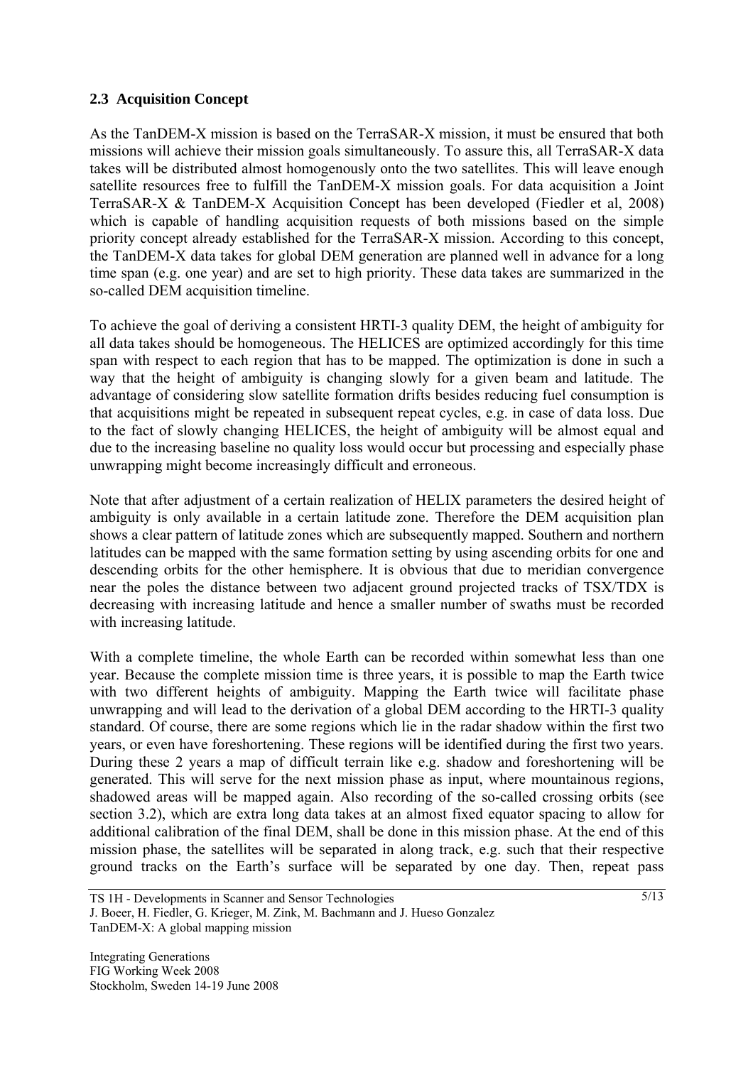### 2.3 Acquisition Concept

As the TanDEM-X mission is based on the TerraSAR-X mission, it must be ensured that both missions will achieve their mission goals simultaneously. To assure this, all TerraSAR-X data takes will be distributed almost homogenously onto the two satellites. This will leave enough satellite resources free to fulfill the TanDEM-X mission goals. For data acquisition a Joint TerraSAR-X & TanDEM-X Acquisition Concept has been developed (Fiedler et al, 2008) which is capable of handling acquisition requests of both missions based on the simple priority concept already established for the TerraSAR-X mission. According to this concept, the TanDEM-X data takes for global DEM generation are planned well in advance for a long time span (e.g. one year) and are set to high priority. These data takes are summarized in the so-called DEM acquisition timeline.

To achieve the goal of deriving a consistent HRTI-3 quality DEM, the height of ambiguity for all data takes should be homogeneous. The HELICES are optimized accordingly for this time span with respect to each region that has to be mapped. The optimization is done in such a way that the height of ambiguity is changing slowly for a given beam and latitude. The advantage of considering slow satellite formation drifts besides reducing fuel consumption is that acquisitions might be repeated in subsequent repeat cycles, e.g. in case of data loss. Due to the fact of slowly changing HELICES, the height of ambiguity will be almost equal and due to the increasing baseline no quality loss would occur but processing and especially phase unwrapping might become increasingly difficult and erroneous.

Note that after adjustment of a certain realization of HELIX parameters the desired height of ambiguity is only available in a certain latitude zone. Therefore the DEM acquisition plan shows a clear pattern of latitude zones which are subsequently mapped. Southern and northern latitudes can be mapped with the same formation setting by using ascending orbits for one and descending orbits for the other hemisphere. It is obvious that due to meridian convergence near the poles the distance between two adjacent ground projected tracks of TSX/TDX is decreasing with increasing latitude and hence a smaller number of swaths must be recorded with increasing latitude.

With a complete timeline, the whole Earth can be recorded within somewhat less than one year. Because the complete mission time is three years, it is possible to map the Earth twice with two different heights of ambiguity. Mapping the Earth twice will facilitate phase unwrapping and will lead to the derivation of a global DEM according to the HRTI-3 quality standard. Of course, there are some regions which lie in the radar shadow within the first two years, or even have foreshortening. These regions will be identified during the first two years. During these 2 years a map of difficult terrain like e.g. shadow and foreshortening will be generated. This will serve for the next mission phase as input, where mountainous regions, shadowed areas will be mapped again. Also recording of the so-called crossing orbits (see section 3.2), which are extra long data takes at an almost fixed equator spacing to allow for additional calibration of the final DEM, shall be done in this mission phase. At the end of this mission phase, the satellites will be separated in along track, e.g. such that their respective ground tracks on the Earth's surface will be separated by one day. Then, repeat pass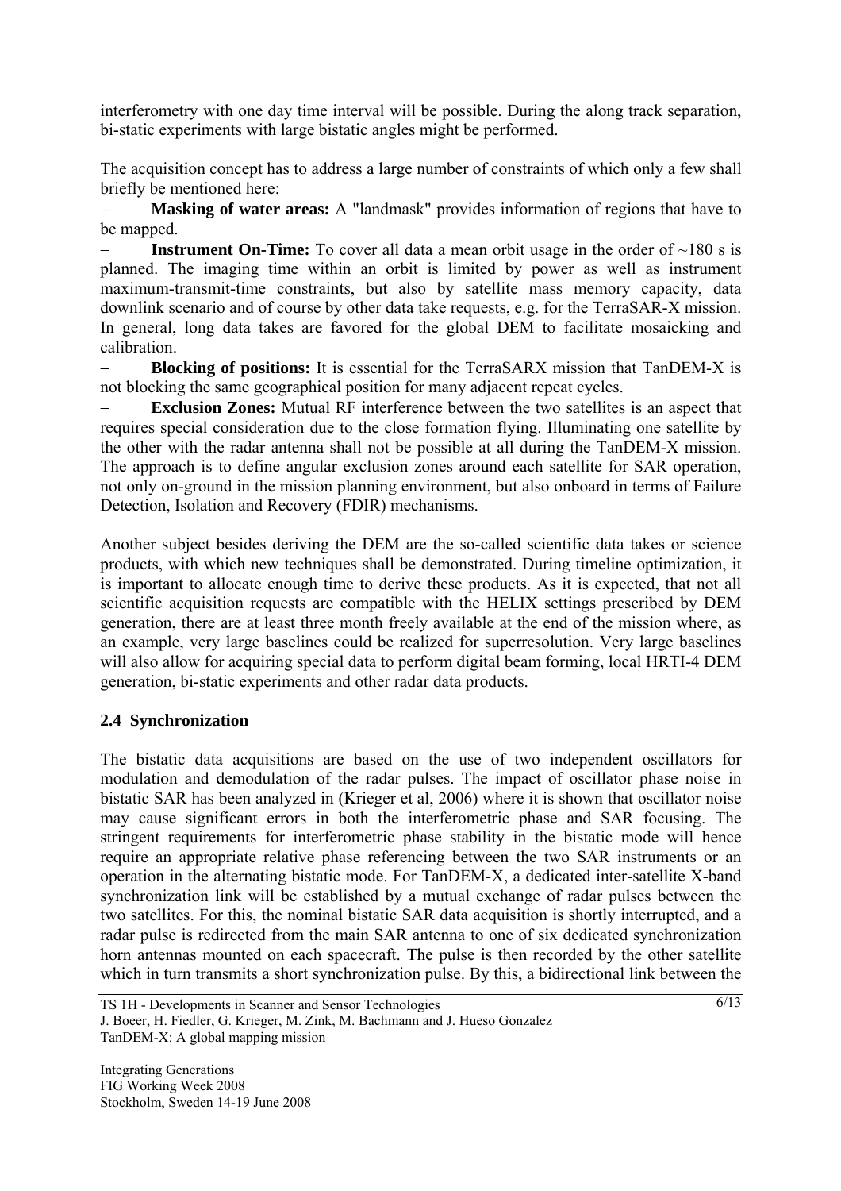interferometry with one day time interval will be possible. During the along track separation, bi-static experiments with large bistatic angles might be performed.

The acquisition concept has to address a large number of constraints of which only a few shall briefly be mentioned here:

– **Masking of water areas:** A "landmask" provides information of regions that have to be mapped.

– **Instrument On-Time:** To cover all data a mean orbit usage in the order of ~180 s is planned. The imaging time within an orbit is limited by power as well as instrument maximum-transmit-time constraints, but also by satellite mass memory capacity, data downlink scenario and of course by other data take requests, e.g. for the TerraSAR-X mission. In general, long data takes are favored for the global DEM to facilitate mosaicking and calibration.

– **Blocking of positions:** It is essential for the TerraSARX mission that TanDEM-X is not blocking the same geographical position for many adjacent repeat cycles.

– **Exclusion Zones:** Mutual RF interference between the two satellites is an aspect that requires special consideration due to the close formation flying. Illuminating one satellite by the other with the radar antenna shall not be possible at all during the TanDEM-X mission. The approach is to define angular exclusion zones around each satellite for SAR operation, not only on-ground in the mission planning environment, but also onboard in terms of Failure Detection, Isolation and Recovery (FDIR) mechanisms.

Another subject besides deriving the DEM are the so-called scientific data takes or science products, with which new techniques shall be demonstrated. During timeline optimization, it is important to allocate enough time to derive these products. As it is expected, that not all scientific acquisition requests are compatible with the HELIX settings prescribed by DEM generation, there are at least three month freely available at the end of the mission where, as an example, very large baselines could be realized for superresolution. Very large baselines will also allow for acquiring special data to perform digital beam forming, local HRTI-4 DEM generation, bi-static experiments and other radar data products.

## 2.4 Synchronization

The bistatic data acquisitions are based on the use of two independent oscillators for modulation and demodulation of the radar pulses. The impact of oscillator phase noise in bistatic SAR has been analyzed in (Krieger et al, 2006) where it is shown that oscillator noise may cause significant errors in both the interferometric phase and SAR focusing. The stringent requirements for interferometric phase stability in the bistatic mode will hence require an appropriate relative phase referencing between the two SAR instruments or an operation in the alternating bistatic mode. For TanDEM-X, a dedicated inter-satellite X-band synchronization link will be established by a mutual exchange of radar pulses between the two satellites. For this, the nominal bistatic SAR data acquisition is shortly interrupted, and a radar pulse is redirected from the main SAR antenna to one of six dedicated synchronization horn antennas mounted on each spacecraft. The pulse is then recorded by the other satellite which in turn transmits a short synchronization pulse. By this, a bidirectional link between the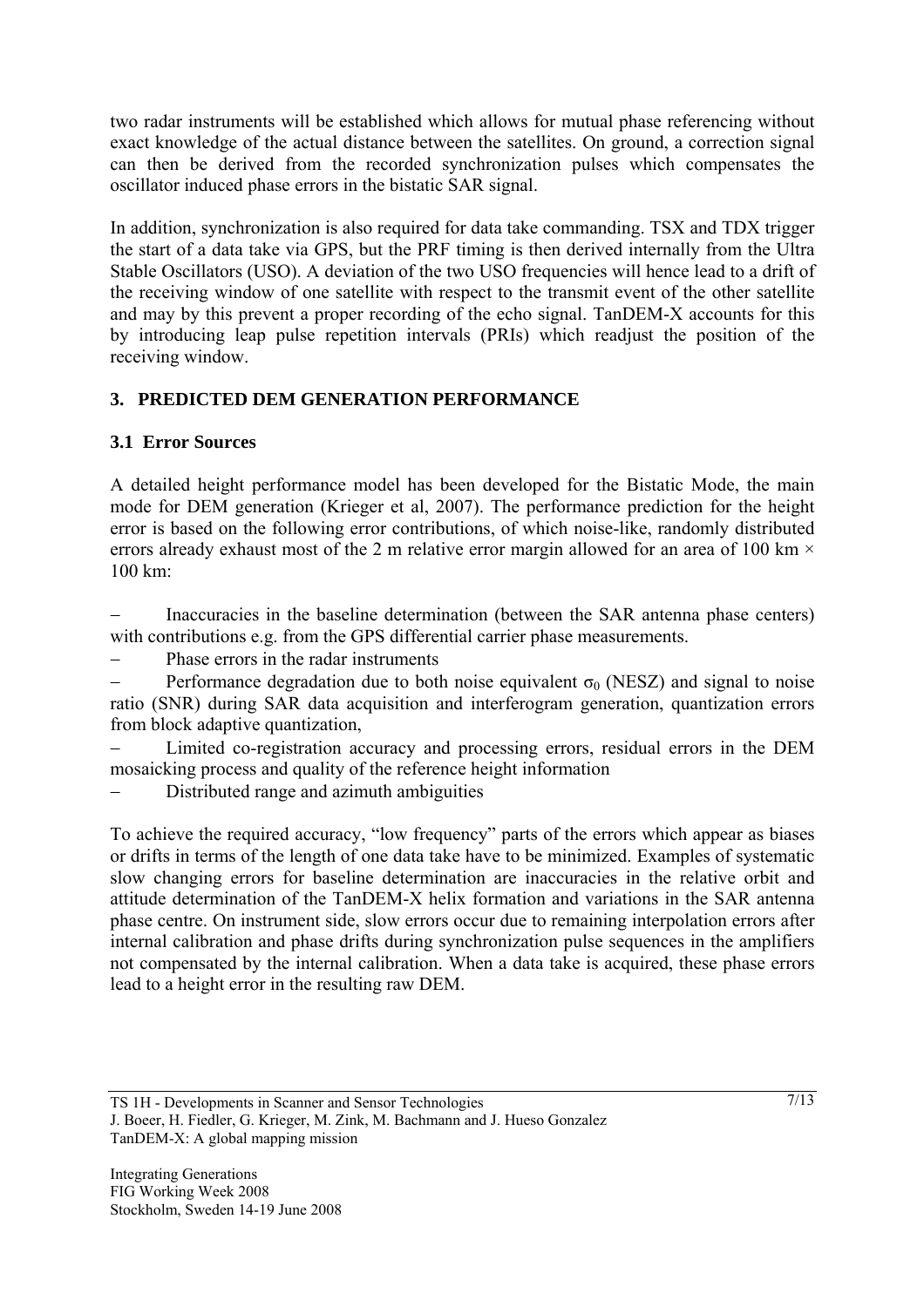two radar instruments will be established which allows for mutual phase referencing without exact knowledge of the actual distance between the satellites. On ground, a correction signal can then be derived from the recorded synchronization pulses which compensates the oscillator induced phase errors in the bistatic SAR signal.

In addition, synchronization is also required for data take commanding. TSX and TDX trigger the start of a data take via GPS, but the PRF timing is then derived internally from the Ultra Stable Oscillators (USO). A deviation of the two USO frequencies will hence lead to a drift of the receiving window of one satellite with respect to the transmit event of the other satellite and may by this prevent a proper recording of the echo signal. TanDEM-X accounts for this by introducing leap pulse repetition intervals (PRIs) which readjust the position of the receiving window.

## 3. PREDICTED DEM GENERATION PERFORMANCE

### 3.1 Error Sources

A detailed height performance model has been developed for the Bistatic Mode, the main mode for DEM generation (Krieger et al, 2007). The performance prediction for the height error is based on the following error contributions, of which noise-like, randomly distributed errors already exhaust most of the 2 m relative error margin allowed for an area of 100 km × 100 km:

- Inaccuracies in the baseline determination (between the SAR antenna phase centers) with contributions e.g. from the GPS differential carrier phase measurements.
- Phase errors in the radar instruments
- Performance degradation due to both noise equivalent $\sigma_0$ (NESZ) and signal to noise ratio (SNR) during SAR data acquisition and interferogram generation, quantization errors from block adaptive quantization,
- Limited co-registration accuracy and processing errors, residual errors in the DEM mosaicking process and quality of the reference height information
- Distributed range and azimuth ambiguities

To achieve the required accuracy, "low frequency" parts of the errors which appear as biases or drifts in terms of the length of one data take have to be minimized. Examples of systematic slow changing errors for baseline determination are inaccuracies in the relative orbit and attitude determination of the TanDEM-X helix formation and variations in the SAR antenna phase centre. On instrument side, slow errors occur due to remaining interpolation errors after internal calibration and phase drifts during synchronization pulse sequences in the amplifiers not compensated by the internal calibration. When a data take is acquired, these phase errors lead to a height error in the resulting raw DEM.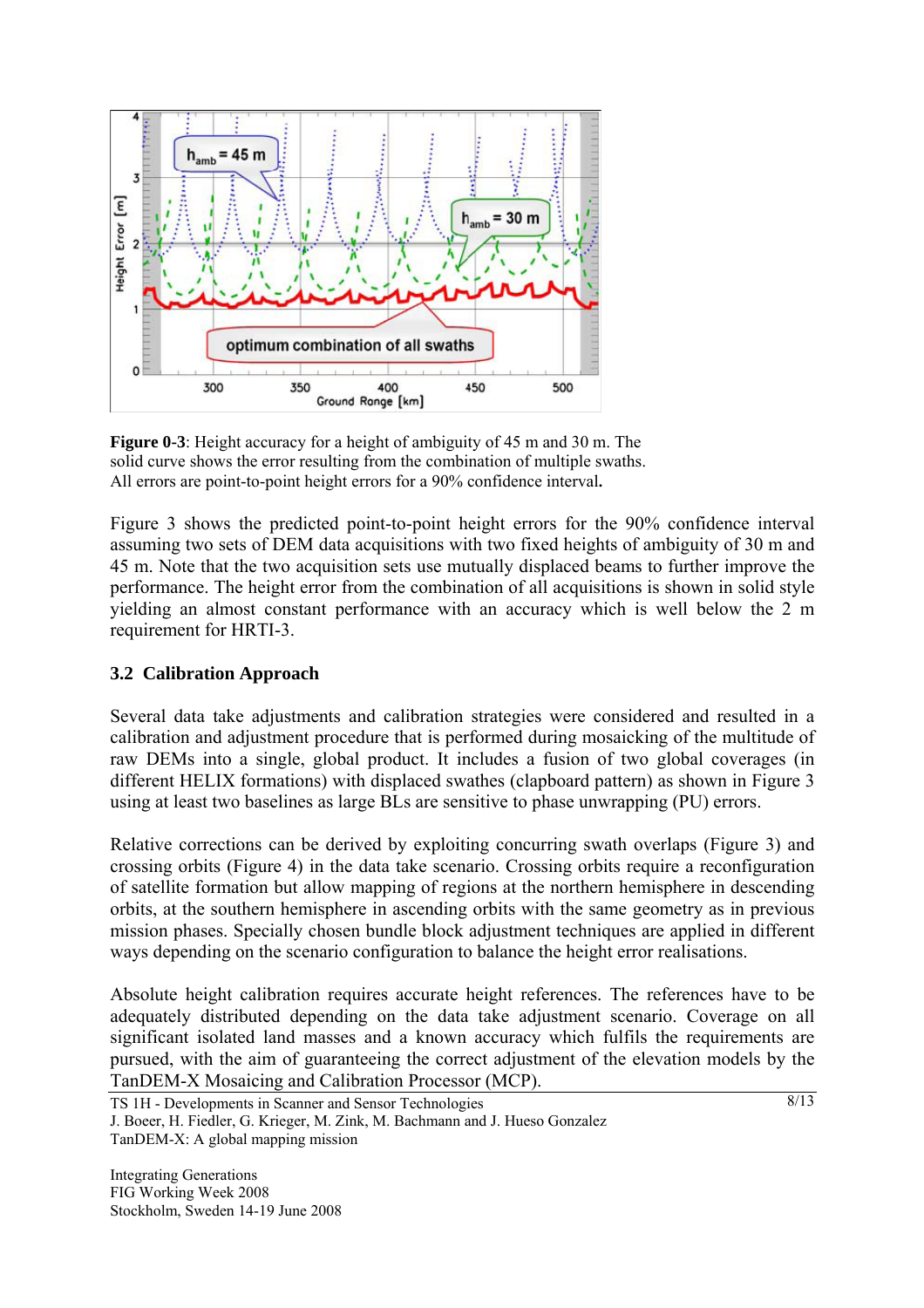**Figure 0-3**: Height accuracy for a height of ambiguity of 45 m and 30 m. The solid curve shows the error resulting from the combination of multiple swaths. All errors are point-to-point height errors for a 90% confidence interval**.**

Figure 3 shows the predicted point-to-point height errors for the 90% confidence interval assuming two sets of DEM data acquisitions with two fixed heights of ambiguity of 30 m and 45 m. Note that the two acquisition sets use mutually displaced beams to further improve the performance. The height error from the combination of all acquisitions is shown in solid style yielding an almost constant performance with an accuracy which is well below the 2 m requirement for HRTI-3.

### 3.2 Calibration Approach

Several data take adjustments and calibration strategies were considered and resulted in a calibration and adjustment procedure that is performed during mosaicking of the multitude of raw DEMs into a single, global product. It includes a fusion of two global coverages (in different HELIX formations) with displaced swathes (clapboard pattern) as shown in Figure 3 using at least two baselines as large BLs are sensitive to phase unwrapping (PU) errors.

Relative corrections can be derived by exploiting concurring swath overlaps (Figure 3) and crossing orbits (Figure 4) in the data take scenario. Crossing orbits require a reconfiguration of satellite formation but allow mapping of regions at the northern hemisphere in descending orbits, at the southern hemisphere in ascending orbits with the same geometry as in previous mission phases. Specially chosen bundle block adjustment techniques are applied in different ways depending on the scenario configuration to balance the height error realisations.

Absolute height calibration requires accurate height references. The references have to be adequately distributed depending on the data take adjustment scenario. Coverage on all significant isolated land masses and a known accuracy which fulfils the requirements are pursued, with the aim of guaranteeing the correct adjustment of the elevation models by the TanDEM-X Mosaicing and Calibration Processor (MCP).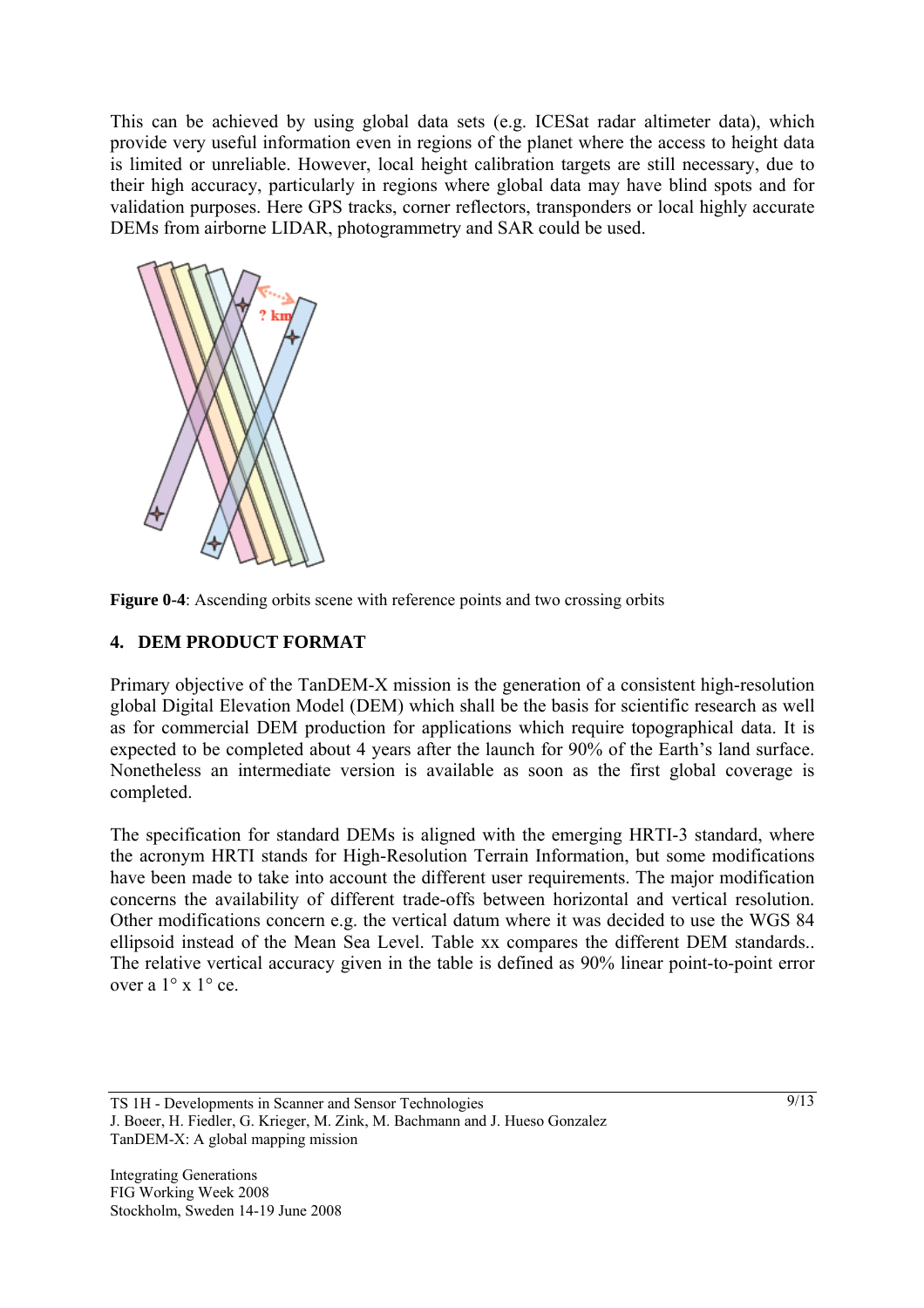This can be achieved by using global data sets (e.g. ICESat radar altimeter data), which provide very useful information even in regions of the planet where the access to height data is limited or unreliable. However, local height calibration targets are still necessary, due to their high accuracy, particularly in regions where global data may have blind spots and for validation purposes. Here GPS tracks, corner reflectors, transponders or local highly accurate DEMs from airborne LIDAR, photogrammetry and SAR could be used.

**Figure 0-4**: Ascending orbits scene with reference points and two crossing orbits

## 4. DEM PRODUCT FORMAT

Primary objective of the TanDEM-X mission is the generation of a consistent high-resolution global Digital Elevation Model (DEM) which shall be the basis for scientific research as well as for commercial DEM production for applications which require topographical data. It is expected to be completed about 4 years after the launch for 90% of the Earth's land surface. Nonetheless an intermediate version is available as soon as the first global coverage is completed.

The specification for standard DEMs is aligned with the emerging HRTI-3 standard, where the acronym HRTI stands for High-Resolution Terrain Information, but some modifications have been made to take into account the different user requirements. The major modification concerns the availability of different trade-offs between horizontal and vertical resolution. Other modifications concern e.g. the vertical datum where it was decided to use the WGS 84 ellipsoid instead of the Mean Sea Level. Table xx compares the different DEM standards.. The relative vertical accuracy given in the table is defined as 90% linear point-to-point error over a 1° x 1° ce.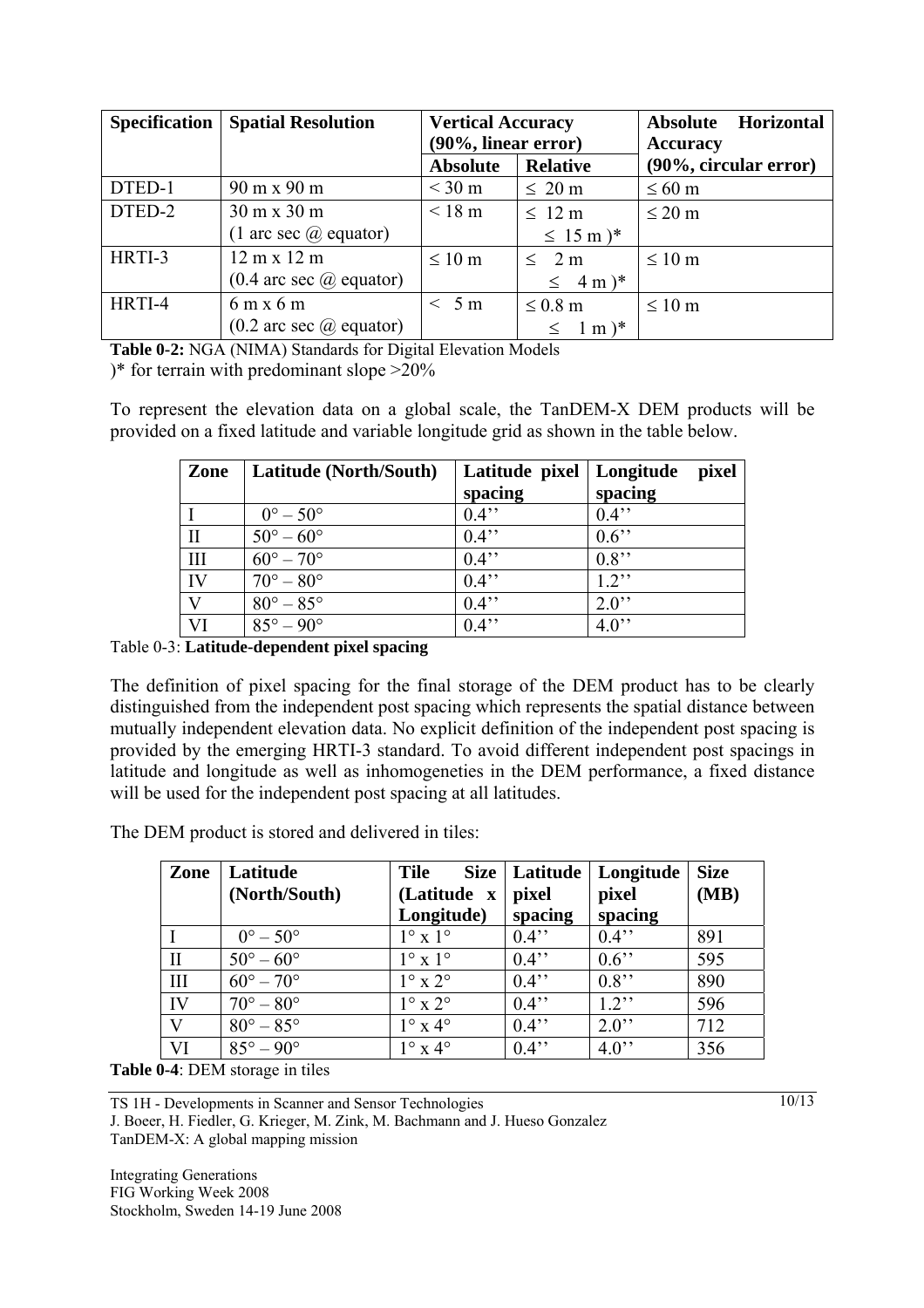| Specification | Spatial Resolution | Vertical Accuracy (90%, linear error) | | Absolute Horizontal Accuracy (90%, circular error) |
|---|---|---|---|---|
| | | Absolute | Relative | |
| DTED-1 | 90 m x 90 m | < 30 m | ≤ 20 m | ≤ 60 m |
| DTED-2 | 30 m x 30 m (1 arc sec @ equator) | < 18 m | ≤ 12 m ≤ 15 m )* | ≤ 20 m |
| HRTI-3 | 12 m x 12 m (0.4 arc sec @ equator) | ≤ 10 m | ≤ 2 m ≤ 4 m )* | ≤ 10 m |
| HRTI-4 | 6 m x 6 m (0.2 arc sec @ equator) | < 5 m | ≤ 0.8 m ≤ 1 m )* | ≤ 10 m |

**Table 0-2:** NGA (NIMA) Standards for Digital Elevation Models
)* for terrain with predominant slope >20%

To represent the elevation data on a global scale, the TanDEM-X DEM products will be provided on a fixed latitude and variable longitude grid as shown in the table below.

| Zone | Latitude (North/South) | Latitude pixel spacing | Longitude pixel spacing |
|---|---|---|---|
| I | 0° – 50° | 0.4'' | 0.4'' |
| II | 50° – 60° | 0.4'' | 0.6'' |
| III | 60° – 70° | 0.4'' | 0.8'' |
| IV | 70° – 80° | 0.4'' | 1.2'' |
| V | 80° – 85° | 0.4'' | 2.0'' |
| VI | 85° – 90° | 0.4'' | 4.0'' |

Table 0-3: **Latitude-dependent pixel spacing**

The definition of pixel spacing for the final storage of the DEM product has to be clearly distinguished from the independent post spacing which represents the spatial distance between mutually independent elevation data. No explicit definition of the independent post spacing is provided by the emerging HRTI-3 standard. To avoid different independent post spacings in latitude and longitude as well as inhomogeneties in the DEM performance, a fixed distance will be used for the independent post spacing at all latitudes.

The DEM product is stored and delivered in tiles:

| Zone | Latitude (North/South) | Tile Size (Latitude x Longitude) | Latitude pixel spacing | Longitude pixel spacing | Size (MB) |
|---|---|---|---|---|---|
| I | 0° – 50° | 1° x 1° | 0.4'' | 0.4'' | 891 |
| II | 50° – 60° | 1° x 1° | 0.4'' | 0.6'' | 595 |
| III | 60° – 70° | 1° x 2° | 0.4'' | 0.8'' | 890 |
| IV | 70° – 80° | 1° x 2° | 0.4'' | 1.2'' | 596 |
| V | 80° – 85° | 1° x 4° | 0.4'' | 2.0'' | 712 |
| VI | 85° – 90° | 1° x 4° | 0.4'' | 4.0'' | 356 |

**Table 0-4**: DEM storage in tiles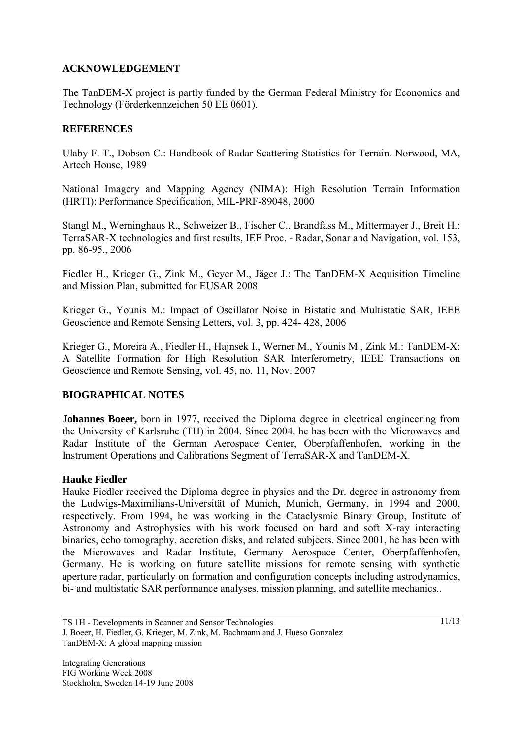## ACKNOWLEDGEMENT

The TanDEM-X project is partly funded by the German Federal Ministry for Economics and Technology (Förderkennzeichen 50 EE 0601).

## REFERENCES

Ulaby F. T., Dobson C.: Handbook of Radar Scattering Statistics for Terrain. Norwood, MA, Artech House, 1989

National Imagery and Mapping Agency (NIMA): High Resolution Terrain Information (HRTI): Performance Specification, MIL-PRF-89048, 2000

Stangl M., Werninghaus R., Schweizer B., Fischer C., Brandfass M., Mittermayer J., Breit H.: TerraSAR-X technologies and first results, IEE Proc. - Radar, Sonar and Navigation, vol. 153, pp. 86-95., 2006

Fiedler H., Krieger G., Zink M., Geyer M., Jäger J.: The TanDEM-X Acquisition Timeline and Mission Plan, submitted for EUSAR 2008

Krieger G., Younis M.: Impact of Oscillator Noise in Bistatic and Multistatic SAR, IEEE Geoscience and Remote Sensing Letters, vol. 3, pp. 424- 428, 2006

Krieger G., Moreira A., Fiedler H., Hajnsek I., Werner M., Younis M., Zink M.: TanDEM-X: A Satellite Formation for High Resolution SAR Interferometry, IEEE Transactions on Geoscience and Remote Sensing, vol. 45, no. 11, Nov. 2007

## BIOGRAPHICAL NOTES

**Johannes Boeer,** born in 1977, received the Diploma degree in electrical engineering from the University of Karlsruhe (TH) in 2004. Since 2004, he has been with the Microwaves and Radar Institute of the German Aerospace Center, Oberpfaffenhofen, working in the Instrument Operations and Calibrations Segment of TerraSAR-X and TanDEM-X.

**Hauke Fiedler**

Hauke Fiedler received the Diploma degree in physics and the Dr. degree in astronomy from the Ludwigs-Maximilians-Universität of Munich, Munich, Germany, in 1994 and 2000, respectively. From 1994, he was working in the Cataclysmic Binary Group, Institute of Astronomy and Astrophysics with his work focused on hard and soft X-ray interacting binaries, echo tomography, accretion disks, and related subjects. Since 2001, he has been with the Microwaves and Radar Institute, Germany Aerospace Center, Oberpfaffenhofen, Germany. He is working on future satellite missions for remote sensing with synthetic aperture radar, particularly on formation and configuration concepts including astrodynamics, bi- and multistatic SAR performance analyses, mission planning, and satellite mechanics..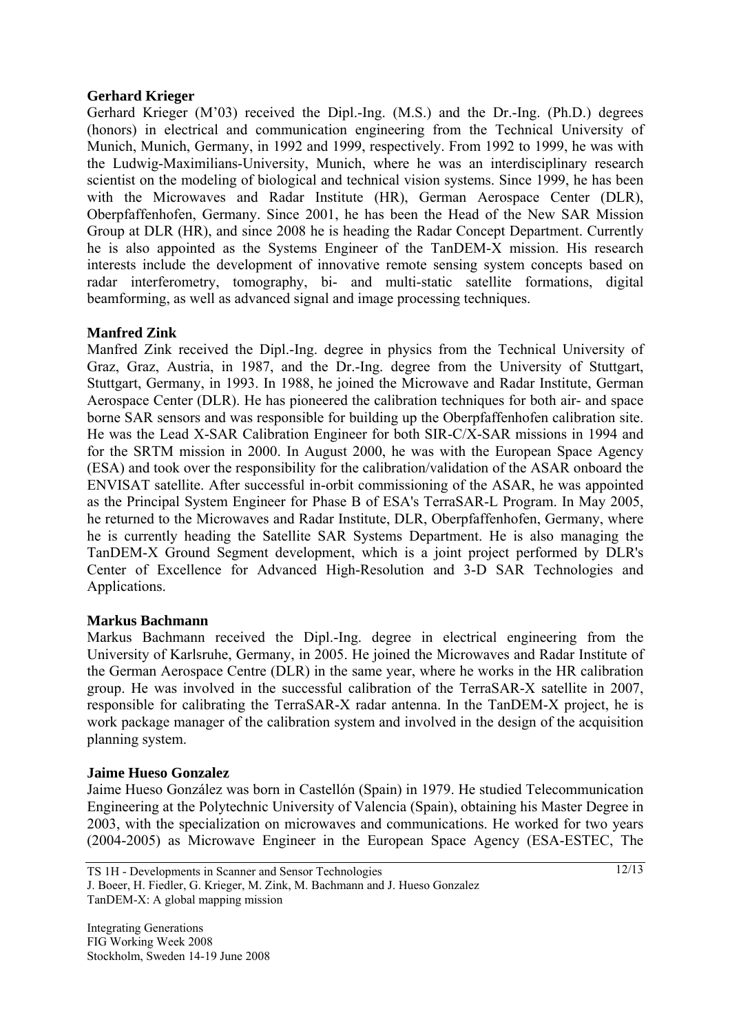**Gerhard Krieger**

Gerhard Krieger (M'03) received the Dipl.-Ing. (M.S.) and the Dr.-Ing. (Ph.D.) degrees (honors) in electrical and communication engineering from the Technical University of Munich, Munich, Germany, in 1992 and 1999, respectively. From 1992 to 1999, he was with the Ludwig-Maximilians-University, Munich, where he was an interdisciplinary research scientist on the modeling of biological and technical vision systems. Since 1999, he has been with the Microwaves and Radar Institute (HR), German Aerospace Center (DLR), Oberpfaffenhofen, Germany. Since 2001, he has been the Head of the New SAR Mission Group at DLR (HR), and since 2008 he is heading the Radar Concept Department. Currently he is also appointed as the Systems Engineer of the TanDEM-X mission. His research interests include the development of innovative remote sensing system concepts based on radar interferometry, tomography, bi- and multi-static satellite formations, digital beamforming, as well as advanced signal and image processing techniques.

**Manfred Zink**

Manfred Zink received the Dipl.-Ing. degree in physics from the Technical University of Graz, Graz, Austria, in 1987, and the Dr.-Ing. degree from the University of Stuttgart, Stuttgart, Germany, in 1993. In 1988, he joined the Microwave and Radar Institute, German Aerospace Center (DLR). He has pioneered the calibration techniques for both air- and space borne SAR sensors and was responsible for building up the Oberpfaffenhofen calibration site. He was the Lead X-SAR Calibration Engineer for both SIR-C/X-SAR missions in 1994 and for the SRTM mission in 2000. In August 2000, he was with the European Space Agency (ESA) and took over the responsibility for the calibration/validation of the ASAR onboard the ENVISAT satellite. After successful in-orbit commissioning of the ASAR, he was appointed as the Principal System Engineer for Phase B of ESA's TerraSAR-L Program. In May 2005, he returned to the Microwaves and Radar Institute, DLR, Oberpfaffenhofen, Germany, where he is currently heading the Satellite SAR Systems Department. He is also managing the TanDEM-X Ground Segment development, which is a joint project performed by DLR's Center of Excellence for Advanced High-Resolution and 3-D SAR Technologies and Applications.

**Markus Bachmann**

Markus Bachmann received the Dipl.-Ing. degree in electrical engineering from the University of Karlsruhe, Germany, in 2005. He joined the Microwaves and Radar Institute of the German Aerospace Centre (DLR) in the same year, where he works in the HR calibration group. He was involved in the successful calibration of the TerraSAR-X satellite in 2007, responsible for calibrating the TerraSAR-X radar antenna. In the TanDEM-X project, he is work package manager of the calibration system and involved in the design of the acquisition planning system.

**Jaime Hueso Gonzalez**

Jaime Hueso González was born in Castellón (Spain) in 1979. He studied Telecommunication Engineering at the Polytechnic University of Valencia (Spain), obtaining his Master Degree in 2003, with the specialization on microwaves and communications. He worked for two years (2004-2005) as Microwave Engineer in the European Space Agency (ESA-ESTEC, The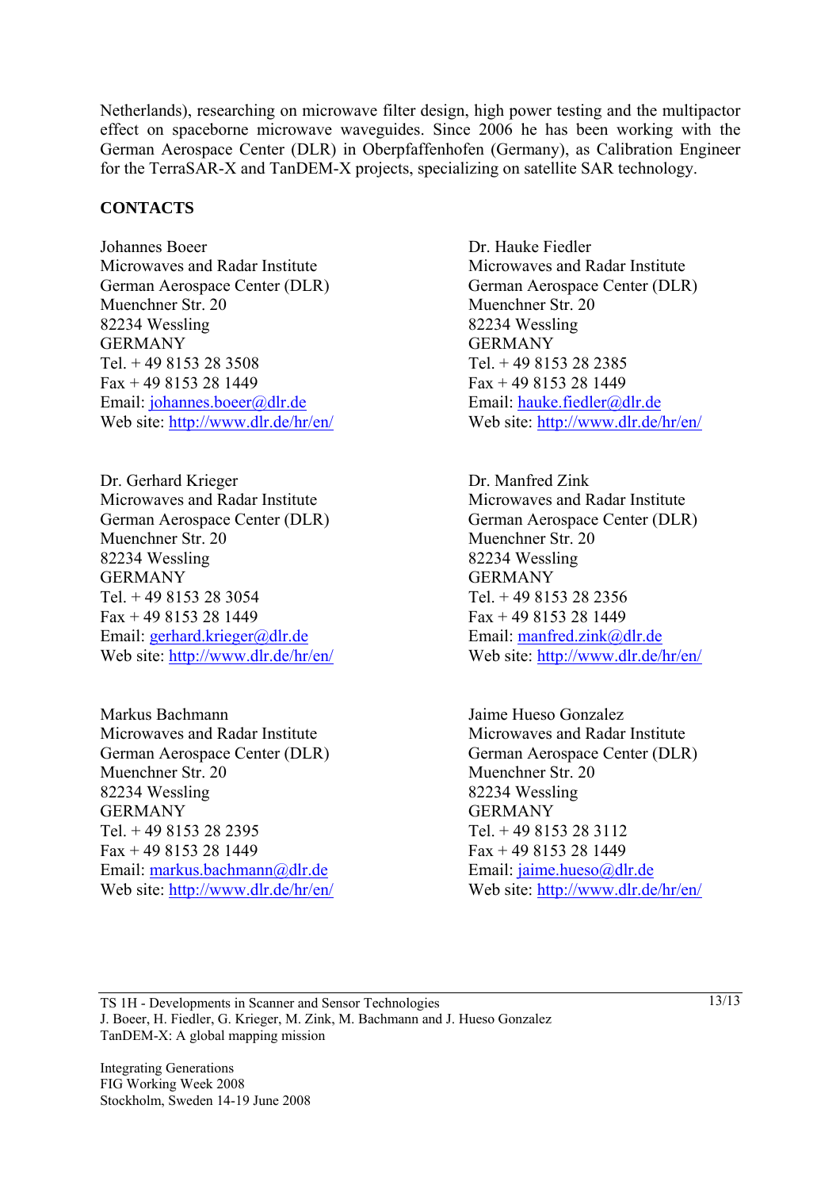Netherlands), researching on microwave filter design, high power testing and the multipactor effect on spaceborne microwave waveguides. Since 2006 he has been working with the German Aerospace Center (DLR) in Oberpfaffenhofen (Germany), as Calibration Engineer for the TerraSAR-X and TanDEM-X projects, specializing on satellite SAR technology.

**CONTACTS**

Johannes Boeer
Microwaves and Radar Institute
German Aerospace Center (DLR)
Muenchner Str. 20
82234 Wessling
GERMANY
Tel. + 49 8153 28 3508
Fax + 49 8153 28 1449
Email: johannes.boeer@dlr.de
Web site: http://www.dlr.de/hr/en/

Dr. Hauke Fiedler
Microwaves and Radar Institute
German Aerospace Center (DLR)
Muenchner Str. 20
82234 Wessling
GERMANY
Tel. + 49 8153 28 2385
Fax + 49 8153 28 1449
Email: hauke.fiedler@dlr.de
Web site: http://www.dlr.de/hr/en/

Dr. Gerhard Krieger
Microwaves and Radar Institute
German Aerospace Center (DLR)
Muenchner Str. 20
82234 Wessling
GERMANY
Tel. + 49 8153 28 3054
Fax + 49 8153 28 1449
Email: gerhard.krieger@dlr.de
Web site: http://www.dlr.de/hr/en/

Dr. Manfred Zink
Microwaves and Radar Institute
German Aerospace Center (DLR)
Muenchner Str. 20
82234 Wessling
GERMANY
Tel. + 49 8153 28 2356
Fax + 49 8153 28 1449
Email: manfred.zink@dlr.de
Web site: http://www.dlr.de/hr/en/

Markus Bachmann
Microwaves and Radar Institute
German Aerospace Center (DLR)
Muenchner Str. 20
82234 Wessling
GERMANY
Tel. + 49 8153 28 2395
Fax + 49 8153 28 1449
Email: markus.bachmann@dlr.de
Web site: http://www.dlr.de/hr/en/

Jaime Hueso Gonzalez
Microwaves and Radar Institute
German Aerospace Center (DLR)
Muenchner Str. 20
82234 Wessling
GERMANY
Tel. + 49 8153 28 3112
Fax + 49 8153 28 1449
Email: jaime.hueso@dlr.de
Web site: http://www.dlr.de/hr/en/